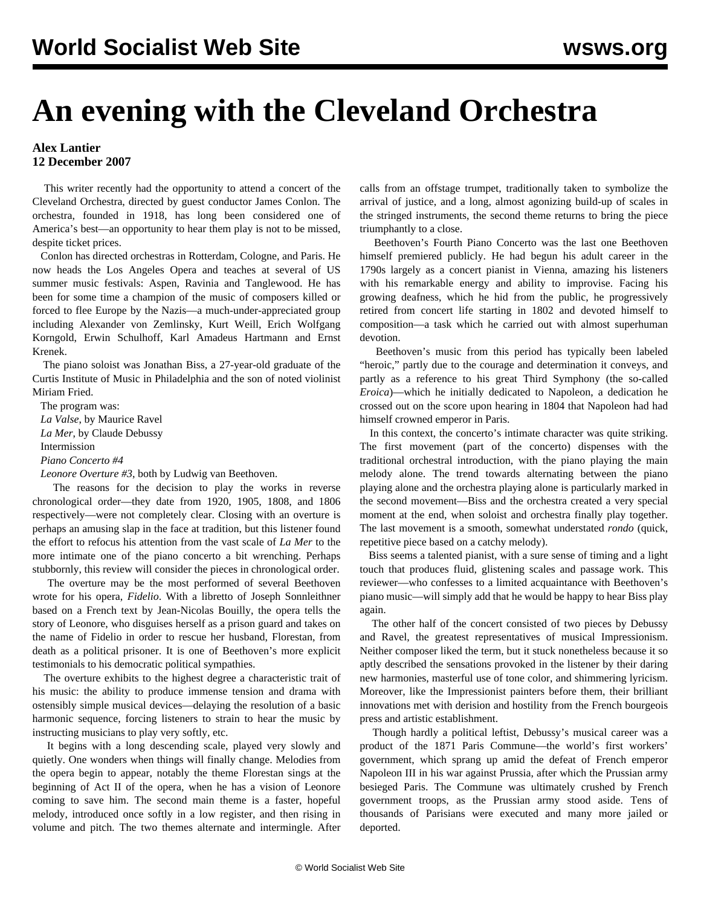# An evening with the Cleveland Orchestra

**Alex Lantier**
**12 December 2007**

This writer recently had the opportunity to attend a concert of the Cleveland Orchestra, directed by guest conductor James Conlon. The orchestra, founded in 1918, has long been considered one of America's best—an opportunity to hear them play is not to be missed, despite ticket prices.

Conlon has directed orchestras in Rotterdam, Cologne, and Paris. He now heads the Los Angeles Opera and teaches at several of US summer music festivals: Aspen, Ravinia and Tanglewood. He has been for some time a champion of the music of composers killed or forced to flee Europe by the Nazis—a much-under-appreciated group including Alexander von Zemlinsky, Kurt Weill, Erich Wolfgang Korngold, Erwin Schulhoff, Karl Amadeus Hartmann and Ernst Krenek.

The piano soloist was Jonathan Biss, a 27-year-old graduate of the Curtis Institute of Music in Philadelphia and the son of noted violinist Miriam Fried.

The program was:

*La Valse*, by Maurice Ravel

*La Mer*, by Claude Debussy

Intermission

*Piano Concerto #4*

*Leonore Overture #3*, both by Ludwig van Beethoven.

The reasons for the decision to play the works in reverse chronological order—they date from 1920, 1905, 1808, and 1806 respectively—were not completely clear. Closing with an overture is perhaps an amusing slap in the face at tradition, but this listener found the effort to refocus his attention from the vast scale of *La Mer* to the more intimate one of the piano concerto a bit wrenching. Perhaps stubbornly, this review will consider the pieces in chronological order.

The overture may be the most performed of several Beethoven wrote for his opera, *Fidelio*. With a libretto of Joseph Sonnleithner based on a French text by Jean-Nicolas Bouilly, the opera tells the story of Leonore, who disguises herself as a prison guard and takes on the name of Fidelio in order to rescue her husband, Florestan, from death as a political prisoner. It is one of Beethoven's more explicit testimonials to his democratic political sympathies.

The overture exhibits to the highest degree a characteristic trait of his music: the ability to produce immense tension and drama with ostensibly simple musical devices—delaying the resolution of a basic harmonic sequence, forcing listeners to strain to hear the music by instructing musicians to play very softly, etc.

It begins with a long descending scale, played very slowly and quietly. One wonders when things will finally change. Melodies from the opera begin to appear, notably the theme Florestan sings at the beginning of Act II of the opera, when he has a vision of Leonore coming to save him. The second main theme is a faster, hopeful melody, introduced once softly in a low register, and then rising in volume and pitch. The two themes alternate and intermingle. After calls from an offstage trumpet, traditionally taken to symbolize the arrival of justice, and a long, almost agonizing build-up of scales in the stringed instruments, the second theme returns to bring the piece triumphantly to a close.

Beethoven's Fourth Piano Concerto was the last one Beethoven himself premiered publicly. He had begun his adult career in the 1790s largely as a concert pianist in Vienna, amazing his listeners with his remarkable energy and ability to improvise. Facing his growing deafness, which he hid from the public, he progressively retired from concert life starting in 1802 and devoted himself to composition—a task which he carried out with almost superhuman devotion.

Beethoven's music from this period has typically been labeled "heroic," partly due to the courage and determination it conveys, and partly as a reference to his great Third Symphony (the so-called *Eroica*)—which he initially dedicated to Napoleon, a dedication he crossed out on the score upon hearing in 1804 that Napoleon had had himself crowned emperor in Paris.

In this context, the concerto's intimate character was quite striking. The first movement (part of the concerto) dispenses with the traditional orchestral introduction, with the piano playing the main melody alone. The trend towards alternating between the piano playing alone and the orchestra playing alone is particularly marked in the second movement—Biss and the orchestra created a very special moment at the end, when soloist and orchestra finally play together. The last movement is a smooth, somewhat understated *rondo* (quick, repetitive piece based on a catchy melody).

Biss seems a talented pianist, with a sure sense of timing and a light touch that produces fluid, glistening scales and passage work. This reviewer—who confesses to a limited acquaintance with Beethoven's piano music—will simply add that he would be happy to hear Biss play again.

The other half of the concert consisted of two pieces by Debussy and Ravel, the greatest representatives of musical Impressionism. Neither composer liked the term, but it stuck nonetheless because it so aptly described the sensations provoked in the listener by their daring new harmonies, masterful use of tone color, and shimmering lyricism. Moreover, like the Impressionist painters before them, their brilliant innovations met with derision and hostility from the French bourgeois press and artistic establishment.

Though hardly a political leftist, Debussy's musical career was a product of the 1871 Paris Commune—the world's first workers' government, which sprang up amid the defeat of French emperor Napoleon III in his war against Prussia, after which the Prussian army besieged Paris. The Commune was ultimately crushed by French government troops, as the Prussian army stood aside. Tens of thousands of Parisians were executed and many more jailed or deported.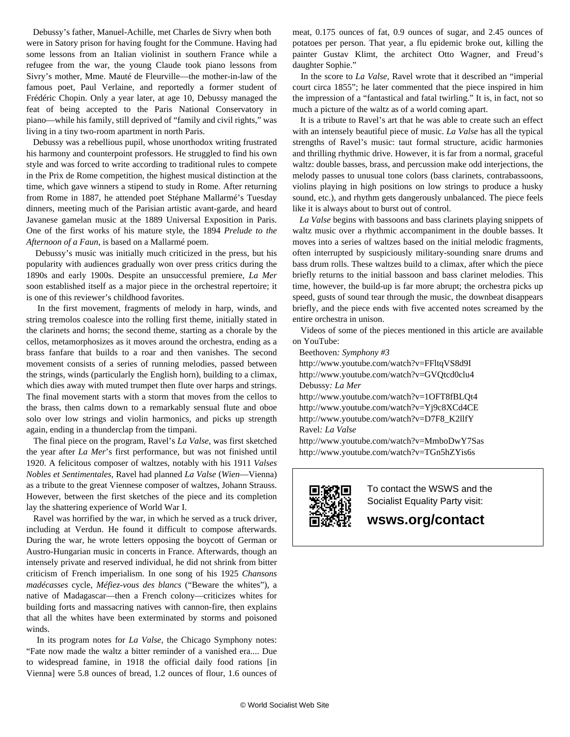Debussy's father, Manuel-Achille, met Charles de Sivry when both were in Satory prison for having fought for the Commune. Having had some lessons from an Italian violinist in southern France while a refugee from the war, the young Claude took piano lessons from Sivry's mother, Mme. Mauté de Fleurville—the mother-in-law of the famous poet, Paul Verlaine, and reportedly a former student of Frédéric Chopin. Only a year later, at age 10, Debussy managed the feat of being accepted to the Paris National Conservatory in piano—while his family, still deprived of "family and civil rights," was living in a tiny two-room apartment in north Paris.

Debussy was a rebellious pupil, whose unorthodox writing frustrated his harmony and counterpoint professors. He struggled to find his own style and was forced to write according to traditional rules to compete in the Prix de Rome competition, the highest musical distinction at the time, which gave winners a stipend to study in Rome. After returning from Rome in 1887, he attended poet Stéphane Mallarmé's Tuesday dinners, meeting much of the Parisian artistic avant-garde, and heard Javanese gamelan music at the 1889 Universal Exposition in Paris. One of the first works of his mature style, the 1894 *Prelude to the Afternoon of a Faun*, is based on a Mallarmé poem.

Debussy's music was initially much criticized in the press, but his popularity with audiences gradually won over press critics during the 1890s and early 1900s. Despite an unsuccessful premiere, *La Mer* soon established itself as a major piece in the orchestral repertoire; it is one of this reviewer's childhood favorites.

In the first movement, fragments of melody in harp, winds, and string tremolos coalesce into the rolling first theme, initially stated in the clarinets and horns; the second theme, starting as a chorale by the cellos, metamorphosizes as it moves around the orchestra, ending as a brass fanfare that builds to a roar and then vanishes. The second movement consists of a series of running melodies, passed between the strings, winds (particularly the English horn), building to a climax, which dies away with muted trumpet then flute over harps and strings. The final movement starts with a storm that moves from the cellos to the brass, then calms down to a remarkably sensual flute and oboe solo over low strings and violin harmonics, and picks up strength again, ending in a thunderclap from the timpani.

The final piece on the program, Ravel's *La Valse*, was first sketched the year after *La Mer*'s first performance, but was not finished until 1920. A felicitous composer of waltzes, notably with his 1911 *Valses Nobles et Sentimentales*, Ravel had planned *La Valse* (*Wien*—Vienna) as a tribute to the great Viennese composer of waltzes, Johann Strauss. However, between the first sketches of the piece and its completion lay the shattering experience of World War I.

Ravel was horrified by the war, in which he served as a truck driver, including at Verdun. He found it difficult to compose afterwards. During the war, he wrote letters opposing the boycott of German or Austro-Hungarian music in concerts in France. Afterwards, though an intensely private and reserved individual, he did not shrink from bitter criticism of French imperialism. In one song of his 1925 *Chansons madécasses* cycle, *Méfiez-vous des blancs* ("Beware the whites"), a native of Madagascar—then a French colony—criticizes whites for building forts and massacring natives with cannon-fire, then explains that all the whites have been exterminated by storms and poisoned winds.

In its program notes for *La Valse*, the Chicago Symphony notes: "Fate now made the waltz a bitter reminder of a vanished era.... Due to widespread famine, in 1918 the official daily food rations [in Vienna] were 5.8 ounces of bread, 1.2 ounces of flour, 1.6 ounces of meat, 0.175 ounces of fat, 0.9 ounces of sugar, and 2.45 ounces of potatoes per person. That year, a flu epidemic broke out, killing the painter Gustav Klimt, the architect Otto Wagner, and Freud's daughter Sophie."

In the score to *La Valse*, Ravel wrote that it described an "imperial court circa 1855"; he later commented that the piece inspired in him the impression of a "fantastical and fatal twirling." It is, in fact, not so much a picture of the waltz as of a world coming apart.

It is a tribute to Ravel's art that he was able to create such an effect with an intensely beautiful piece of music. *La Valse* has all the typical strengths of Ravel's music: taut formal structure, acidic harmonies and thrilling rhythmic drive. However, it is far from a normal, graceful waltz: double basses, brass, and percussion make odd interjections, the melody passes to unusual tone colors (bass clarinets, contrabassoons, violins playing in high positions on low strings to produce a husky sound, etc.), and rhythm gets dangerously unbalanced. The piece feels like it is always about to burst out of control.

*La Valse* begins with bassoons and bass clarinets playing snippets of waltz music over a rhythmic accompaniment in the double basses. It moves into a series of waltzes based on the initial melodic fragments, often interrupted by suspiciously military-sounding snare drums and bass drum rolls. These waltzes build to a climax, after which the piece briefly returns to the initial bassoon and bass clarinet melodies. This time, however, the build-up is far more abrupt; the orchestra picks up speed, gusts of sound tear through the music, the downbeat disappears briefly, and the piece ends with five accented notes screamed by the entire orchestra in unison.

Videos of some of the pieces mentioned in this article are available on YouTube:

Beethoven*: Symphony #3*
http://www.youtube.com/watch?v=FFltqVS8d9I
http://www.youtube.com/watch?v=GVQtcd0clu4
Debussy*: La Mer*
http://www.youtube.com/watch?v=1OFT8fBLQt4
http://www.youtube.com/watch?v=Yj9c8XCd4CE
http://www.youtube.com/watch?v=D7F8_K2llfY
Ravel*: La Valse*
http://www.youtube.com/watch?v=MmboDwY7Sas
http://www.youtube.com/watch?v=TGn5hZYis6s

To contact the WSWS and the Socialist Equality Party visit:

**wsws.org/contact**